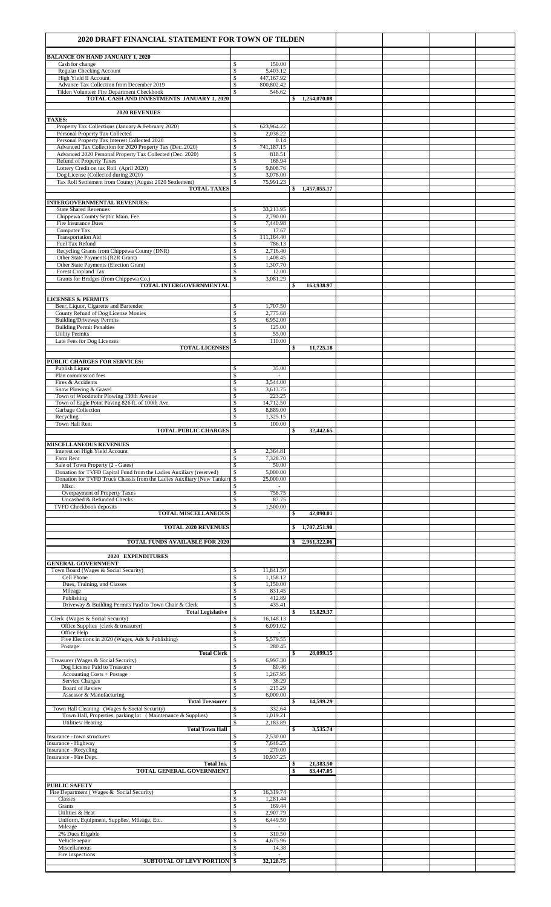# 2020 DRAFT FINANCIAL STATEMENT FOR TOWN OF TILDEN

| | | |
|---|---|---|
| **BALANCE ON HAND JANUARY 1, 2020** | | |
| Cash for change | $ 150.00 | |
| Regular Checking Account | $ 5,403.12 | |
| High Yield II Account | $ 447,167.92 | |
| Advance Tax Collection from December 2019 | $ 800,802.42 | |
| Tilden Volunteer Fire Department Checkbook | $ 546.62 | |
| **TOTAL CASH AND INVESTMENTS JANUARY 1, 2020** | | **$ 1,254,070.08** |
| | | |
| **2020 REVENUES** | | |
| **TAXES:** | | |
| Property Tax Collections (January & February 2020) | $ 623,964.22 | |
| Personal Property Tax Collected | $ 2,038.22 | |
| Personal Property Tax Interest Collected 2020 | $ 0.14 | |
| Advanced Tax Collection for 2020 Property Tax (Dec. 2020) | $ 741,187.15 | |
| Advanced 2020 Personal Property Tax Collected (Dec. 2020) | $ 818.51 | |
| Refund of Property Taxes | $ 168.94 | |
| Lottery Credit on tax Roll (April 2020) | $ 9,808.76 | |
| Dog License (Collected during 2020) | $ 3,078.00 | |
| Tax Roll Settlement from County (August 2020 Settlement) | $ 75,991.23 | |
| **TOTAL TAXES** | | **$ 1,457,055.17** |
| | | |
| **INTERGOVERNMENTAL REVENUES:** | | |
| State Shared Revenues | $ 33,213.95 | |
| Chippewa County Septic Main. Fee | $ 2,790.00 | |
| Fire Insurance Dues | $ 7,440.98 | |
| Computer Tax | $ 17.67 | |
| Transportation Aid | $ 111,164.40 | |
| Fuel Tax Refund | $ 786.13 | |
| Recycling Grants from Chippewa County (DNR) | $ 2,716.40 | |
| Other State Payments (R2R Grant) | $ 1,408.45 | |
| Other State Payments (Election Grant) | $ 1,307.70 | |
| Forest Cropland Tax | $ 12.00 | |
| Grants for Bridges (from Chippewa Co.) | $ 3,081.29 | |
| **TOTAL INTERGOVERNMENTAL** | | **$ 163,938.97** |
| | | |
| **LICENSES & PERMITS** | | |
| Beer, Liquor, Cigarette and Bartender | $ 1,707.50 | |
| County Refund of Dog License Monies | $ 2,775.68 | |
| Building/Driveway Permits | $ 6,952.00 | |
| Building Permit Penalties | $ 125.00 | |
| Utility Permits | $ 55.00 | |
| Late Fees for Dog Licenses | $ 110.00 | |
| **TOTAL LICENSES** | | **$ 11,725.18** |
| | | |
| **PUBLIC CHARGES FOR SERVICES:** | | |
| Publish Liquor | $ 35.00 | |
| Plan commission fees | $ - | |
| Fires & Accidents | $ 3,544.00 | |
| Snow Plowing & Gravel | $ 3,613.75 | |
| Town of Woodmohr Plowing 130th Avenue | $ 223.25 | |
| Town of Eagle Point Paving 826 ft. of 100th Ave. | $ 14,712.50 | |
| Garbage Collection | $ 8,889.00 | |
| Recycling | $ 1,325.15 | |
| Town Hall Rent | $ 100.00 | |
| **TOTAL PUBLIC CHARGES** | | **$ 32,442.65** |
| | | |
| **MISCELLANEOUS REVENUES** | | |
| Interest on High Yield Account | $ 2,364.81 | |
| Farm Rent | $ 7,328.70 | |
| Sale of Town Property (2 - Gates) | $ 50.00 | |
| Donation for TVFD Capital Fund from the Ladies Auxiliary (reserved) | $ 5,000.00 | |
| Donation for TVFD Truck Chassis from the Ladies Auxiliary (New Tanker) | $ 25,000.00 | |
| Misc. | $ - | |
| Overpayment of Property Taxes | $ 758.75 | |
| Uncashed & Refunded Checks | $ 87.75 | |
| TVFD Checkbook deposits | $ 1,500.00 | |
| **TOTAL MISCELLANEOUS** | | **$ 42,090.01** |
| | | |
| **TOTAL 2020 REVENUES** | | **$ 1,707,251.98** |
| | | |
| **TOTAL FUNDS AVAILABLE FOR 2020** | | **$ 2,961,322.06** |
| | | |
| **2020 EXPENDITURES** | | |
| **GENERAL GOVERNMENT** | | |
| Town Board (Wages & Social Security) | $ 11,841.50 | |
| Cell Phone | $ 1,158.12 | |
| Dues, Training, and Classes | $ 1,150.00 | |
| Mileage | $ 831.45 | |
| Publishing | $ 412.89 | |
| Driveway & Building Permits Paid to Town Chair & Clerk | $ 435.41 | |
| **Total Legislative** | | **$ 15,829.37** |
| Clerk (Wages & Social Security) | $ 16,148.13 | |
| Office Supplies (clerk & treasurer) | $ 6,091.02 | |
| Office Help | $ - | |
| Five Elections in 2020 (Wages, Ads & Publishing) | $ 5,579.55 | |
| Postage | $ 280.45 | |
| **Total Clerk** | | **$ 28,099.15** |
| Treasurer (Wages & Social Security) | $ 6,997.30 | |
| Dog License Paid to Treasurer | $ 80.46 | |
| Accounting Costs + Postage | $ 1,267.95 | |
| Service Charges | $ 38.29 | |
| Board of Review | $ 215.29 | |
| Assessor & Manufacturing | $ 6,000.00 | |
| **Total Treasurer** | | **$ 14,599.29** |
| Town Hall Cleaning (Wages & Social Security) | $ 332.64 | |
| Town Hall, Properties, parking lot (Maintenance & Supplies) | $ 1,019.21 | |
| Utilities/ Heating | $ 2,183.89 | |
| **Total Town Hall** | | **$ 3,535.74** |
| Insurance - town structures | $ 2,530.00 | |
| Insurance - Highway | $ 7,646.25 | |
| Insurance - Recycling | $ 270.00 | |
| Insurance - Fire Dept. | $ 10,937.25 | |
| **Total Ins.** | | **$ 21,383.50** |
| **TOTAL GENERAL GOVERNMENT** | | **$ 83,447.05** |
| | | |
| **PUBLIC SAFETY** | | |
| Fire Department ( Wages & Social Security) | $ 16,319.74 | |
| Classes | $ 1,281.44 | |
| Grants | $ 169.44 | |
| Utilities & Heat | $ 2,907.79 | |
| Uniform, Equipment, Supplies, Mileage, Etc. | $ 6,449.50 | |
| Mileage | $ - | |
| 2% Dues Eligable | $ 310.50 | |
| Vehicle repair | $ 4,675.96 | |
| Miscellaneous | $ 14.38 | |
| Fire Inspections | $ - | |
| **SUBTOTAL OF LEVY PORTION** | **$ 32,128.75** | |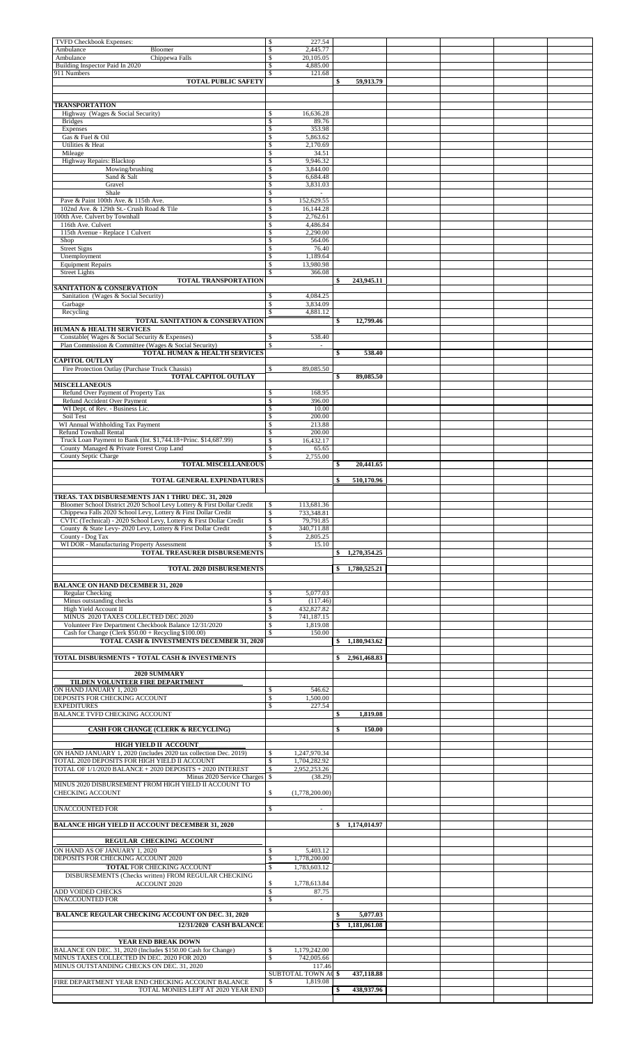| | | | | | |
|---|---|---|---|---|---|
| TVFD Checkbook Expenses: | $ 227.54 | | | | |
| Ambulance Bloomer | $ 2,445.77 | | | | |
| Ambulance Chippewa Falls | $ 20,105.05 | | | | |
| Building Inspector Paid In 2020 | $ 4,885.00 | | | | |
| 911 Numbers | $ 121.68 | | | | |
| **TOTAL PUBLIC SAFETY** | | **$ 59,913.79** | | | |
| | | | | | |
| **TRANSPORTATION** | | | | | |
| Highway (Wages & Social Security) | $ 16,636.28 | | | | |
| Bridges | $ 89.76 | | | | |
| Expenses | $ 353.98 | | | | |
| Gas & Fuel & Oil | $ 5,863.62 | | | | |
| Utilities & Heat | $ 2,170.69 | | | | |
| Mileage | $ 34.51 | | | | |
| Highway Repairs: Blacktop | $ 9,946.32 | | | | |
| Mowing/brushing | $ 3,844.00 | | | | |
| Sand & Salt | $ 6,684.48 | | | | |
| Gravel | $ 3,831.03 | | | | |
| Shale | $ - | | | | |
| Pave & Paint 100th Ave. & 115th Ave. | $ 152,629.55 | | | | |
| 102nd Ave. & 129th St.- Crush Road & Tile | $ 16,144.28 | | | | |
| 100th Ave. Culvert by Townhall | $ 2,762.61 | | | | |
| 116th Ave. Culvert | $ 4,486.84 | | | | |
| 115th Avenue - Replace 1 Culvert | $ 2,290.00 | | | | |
| Shop | $ 564.06 | | | | |
| Street Signs | $ 76.40 | | | | |
| Unemployment | $ 1,189.64 | | | | |
| Equipment Repairs | $ 13,980.98 | | | | |
| Street Lights | $ 366.08 | | | | |
| **TOTAL TRANSPORTATION** | | **$ 243,945.11** | | | |
| **SANITATION & CONSERVATION** | | | | | |
| Sanitation (Wages & Social Security) | $ 4,084.25 | | | | |
| Garbage | $ 3,834.09 | | | | |
| Recycling | $ 4,881.12 | | | | |
| **TOTAL SANITATION & CONSERVATION** | | **$ 12,799.46** | | | |
| **HUMAN & HEALTH SERVICES** | | | | | |
| Constable( Wages & Social Security & Expenses) | $ 538.40 | | | | |
| Plan Commission & Committee (Wages & Social Security) | $ - | | | | |
| **TOTAL HUMAN & HEALTH SERVICES** | | **$ 538.40** | | | |
| **CAPITOL OUTLAY** | | | | | |
| Fire Protection Outlay (Purchase Truck Chassis) | $ 89,085.50 | | | | |
| **TOTAL CAPITOL OUTLAY** | | **$ 89,085.50** | | | |
| **MISCELLANEOUS** | | | | | |
| Refund Over Payment of Property Tax | $ 168.95 | | | | |
| Refund Accident Over Payment | $ 396.00 | | | | |
| WI Dept. of Rev. - Business Lic. | $ 10.00 | | | | |
| Soil Test | $ 200.00 | | | | |
| WI Annual Withholding Tax Payment | $ 213.88 | | | | |
| Refund Townhall Rental | $ 200.00 | | | | |
| Truck Loan Payment to Bank (Int. $1,744.18+Princ. $14,687.99) | $ 16,432.17 | | | | |
| County Managed & Private Forest Crop Land | $ 65.65 | | | | |
| County Septic Charge | $ 2,755.00 | | | | |
| **TOTAL MISCELLANEOUS** | | **$ 20,441.65** | | | |
| | | | | | |
| **TOTAL GENERAL EXPENDATURES** | | **$ 510,170.96** | | | |
| | | | | | |
| **TREAS. TAX DISBURSEMENTS JAN 1 THRU DEC. 31, 2020** | | | | | |
| Bloomer School District 2020 School Levy Lottery & First Dollar Credit | $ 113,681.36 | | | | |
| Chippewa Falls 2020 School Levy, Lottery & First Dollar Credit | $ 733,348.81 | | | | |
| CVTC (Technical) - 2020 School Levy, Lottery & First Dollar Credit | $ 79,791.85 | | | | |
| County & State Levy- 2020 Levy, Lottery & First Dollar Credit | $ 340,711.88 | | | | |
| County - Dog Tax | $ 2,805.25 | | | | |
| WI DOR - Manufacturing Property Assessment | $ 15.10 | | | | |
| **TOTAL TREASURER DISBURSEMENTS** | | **$ 1,270,354.25** | | | |
| | | | | | |
| **TOTAL 2020 DISBURSEMENTS** | | **$ 1,780,525.21** | | | |
| | | | | | |
| **BALANCE ON HAND DECEMBER 31, 2020** | | | | | |
| Regular Checking | $ 5,077.03 | | | | |
| Minus outstanding checks | $ (117.46) | | | | |
| High Yield Account II | $ 432,827.82 | | | | |
| MINUS 2020 TAXES COLLECTED DEC 2020 | $ 741,187.15 | | | | |
| Volunteer Fire Department Checkbook Balance 12/31/2020 | $ 1,819.08 | | | | |
| Cash for Change (Clerk $50.00 + Recycling $100.00) | $ 150.00 | | | | |
| **TOTAL CASH & INVESTMENTS DECEMBER 31, 2020** | | **$ 1,180,943.62** | | | |
| | | | | | |
| **TOTAL DISBURSMENTS + TOTAL CASH & INVESTMENTS** | | **$ 2,961,468.83** | | | |
| | | | | | |
| **2020 SUMMARY** | | | | | |
| **TILDEN VOLUNTEER FIRE DEPARTMENT** | | | | | |
| ON HAND JANUARY 1, 2020 | $ 546.62 | | | | |
| DEPOSITS FOR CHECKING ACCOUNT | $ 1,500.00 | | | | |
| EXPEDITURES | $ 227.54 | | | | |
| BALANCE TVFD CHECKING ACCOUNT | | **$ 1,819.08** | | | |
| | | | | | |
| **CASH FOR CHANGE (CLERK & RECYCLING)** | | **$ 150.00** | | | |
| | | | | | |
| **HIGH YIELD II ACCOUNT** | | | | | |
| ON HAND JANUARY 1, 2020 (includes 2020 tax collection Dec. 2019) | $ 1,247,970.34 | | | | |
| TOTAL 2020 DEPOSITS FOR HIGH YIELD II ACCOUNT | $ 1,704,282.92 | | | | |
| TOTAL OF 1/1/2020 BALANCE + 2020 DEPOSITS + 2020 INTEREST | $ 2,952,253.26 | | | | |
| Minus 2020 Service Charges | $ (38.29) | | | | |
| MINUS 2020 DISBURSEMENT FROM HIGH YIELD II ACCOUNT TO CHECKING ACCOUNT | $ (1,778,200.00) | | | | |
| | | | | | |
| UNACCOUNTED FOR | $ - | | | | |
| | | | | | |
| **BALANCE HIGH YIELD II ACCOUNT DECEMBER 31, 2020** | | **$ 1,174,014.97** | | | |
| | | | | | |
| **REGULAR CHECKING ACCOUNT** | | | | | |
| ON HAND AS OF JANUARY 1, 2020 | $ 5,403.12 | | | | |
| DEPOSITS FOR CHECKING ACCOUNT 2020 | $ 1,778,200.00 | | | | |
| **TOTAL** FOR CHECKING ACCOUNT | $ 1,783,603.12 | | | | |
| DISBURSEMENTS (Checks written) FROM REGULAR CHECKING ACCOUNT 2020 | $ 1,778,613.84 | | | | |
| ADD VOIDED CHECKS | $ 87.75 | | | | |
| UNACCOUNTED FOR | $ - | | | | |
| | | | | | |
| **BALANCE REGULAR CHECKING ACCOUNT ON DEC. 31, 2020** | | **$ 5,077.03** | | | |
| **12/31/2020 CASH BALANCE** | | **$ 1,181,061.08** | | | |
| | | | | | |
| **YEAR END BREAK DOWN** | | | | | |
| BALANCE ON DEC. 31, 2020 (Includes $150.00 Cash for Change) | $ 1,179,242.00 | | | | |
| MINUS TAXES COLLECTED IN DEC. 2020 FOR 2020 | $ 742,005.66 | | | | |
| MINUS OUTSTANDING CHECKS ON DEC. 31, 2020 | 117.46 | | | | |
| | SUBTOTAL TOWN AC | **$ 437,118.88** | | | |
| FIRE DEPARTMENT YEAR END CHECKING ACCOUNT BALANCE | $ 1,819.08 | | | | |
| TOTAL MONIES LEFT AT 2020 YEAR END | | **$ 438,937.96** | | | |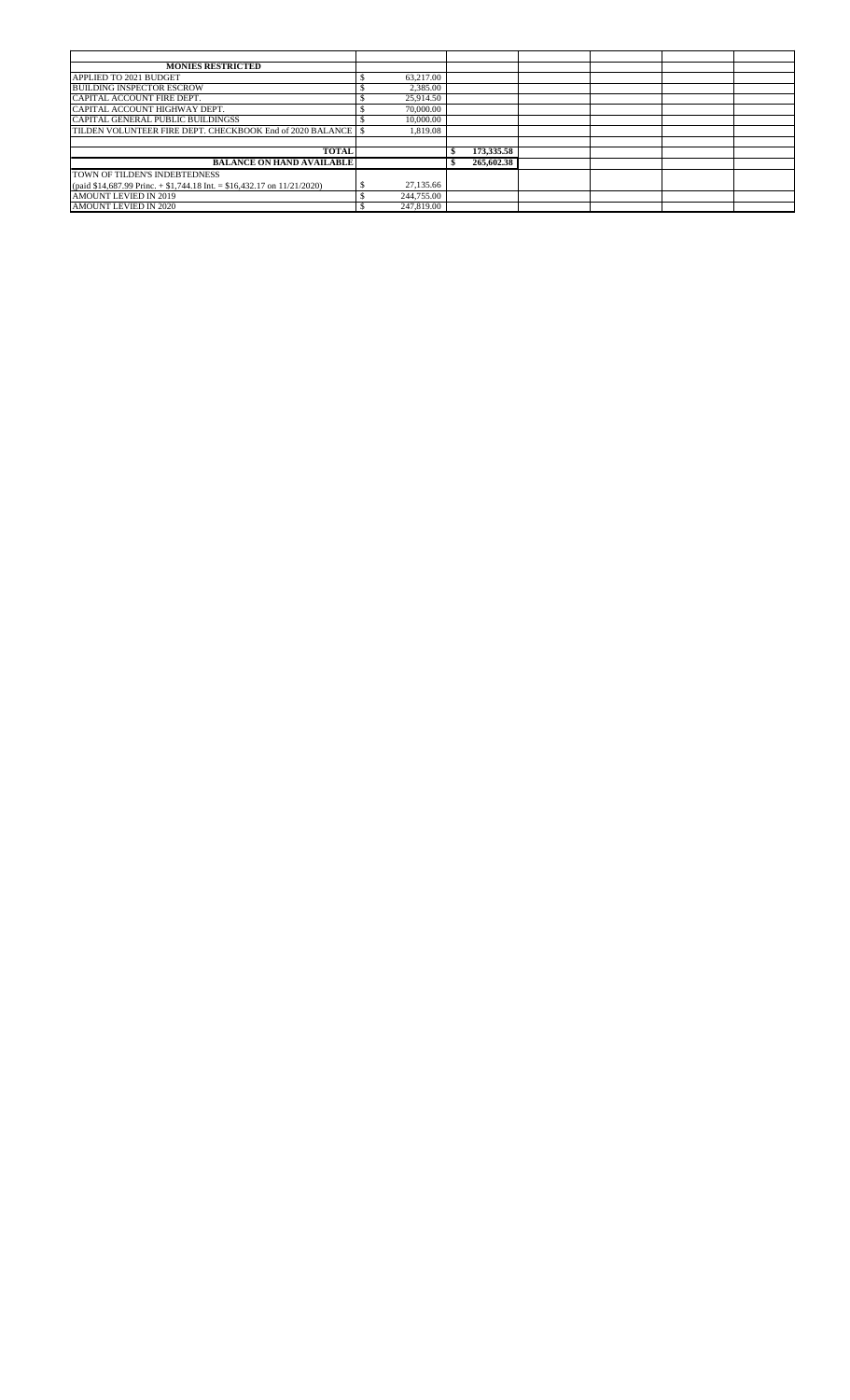| | | | | | | |
|---|---|---|---|---|---|---|
| **MONIES RESTRICTED** | | | | | | |
| APPLIED TO 2021 BUDGET | $ 63,217.00 | | | | | |
| BUILDING INSPECTOR ESCROW | $ 2,385.00 | | | | | |
| CAPITAL ACCOUNT FIRE DEPT. | $ 25,914.50 | | | | | |
| CAPITAL ACCOUNT HIGHWAY DEPT. | $ 70,000.00 | | | | | |
| CAPITAL GENERAL PUBLIC BUILDINGSS | $ 10,000.00 | | | | | |
| TILDEN VOLUNTEER FIRE DEPT. CHECKBOOK End of 2020 BALANCE | $ 1,819.08 | | | | | |
| | | | | | | |
| **TOTAL** | | **$ 173,335.58** | | | | |
| **BALANCE ON HAND AVAILABLE** | | **$ 265,602.38** | | | | |
| TOWN OF TILDEN'S INDEBTEDNESS | | | | | | |
| (paid $14,687.99 Princ. + $1,744.18 Int. = $16,432.17 on 11/21/2020) | $ 27,135.66 | | | | | |
| AMOUNT LEVIED IN 2019 | $ 244,755.00 | | | | | |
| AMOUNT LEVIED IN 2020 | $ 247,819.00 | | | | | |